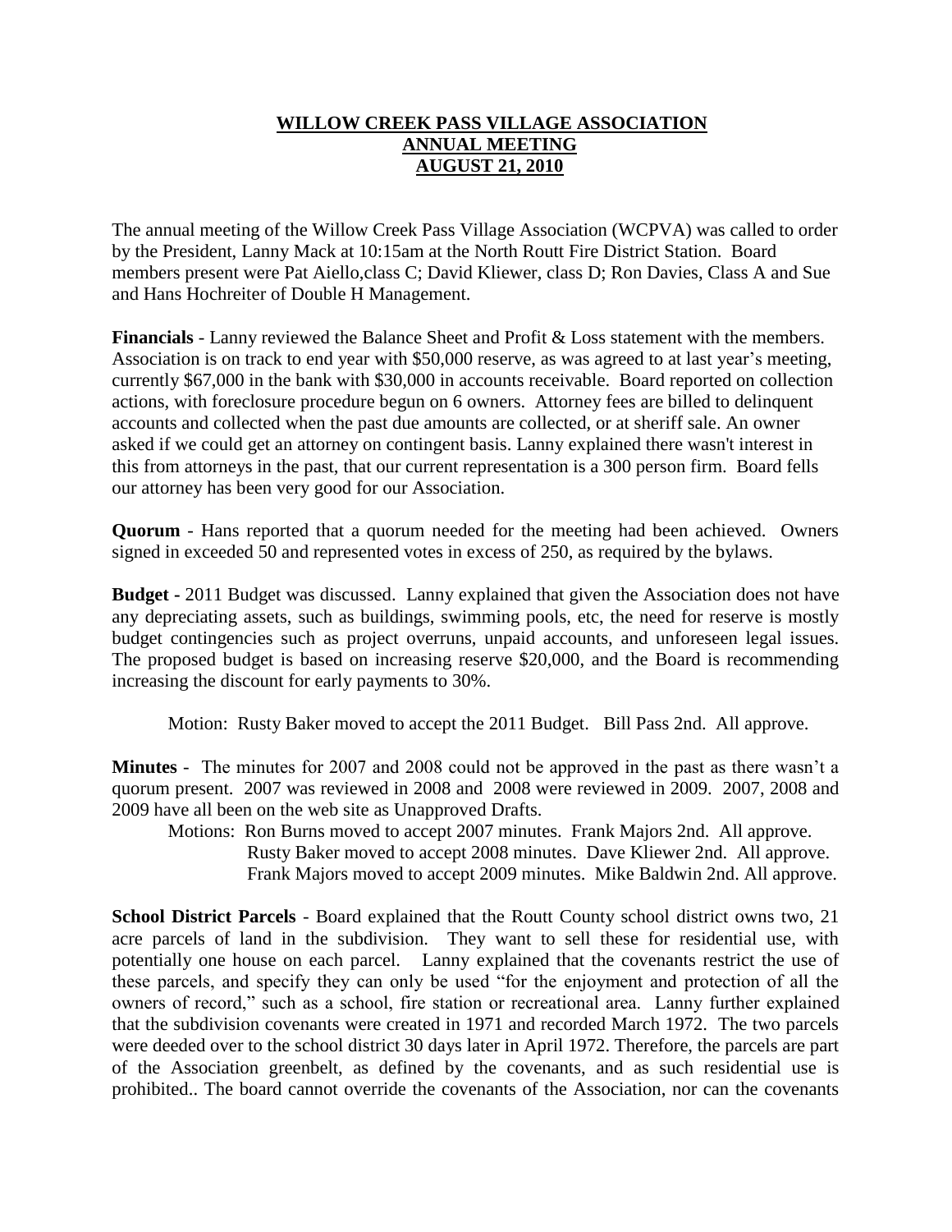# WILLOW CREEK PASS VILLAGE ASSOCIATION
## ANNUAL MEETING
## AUGUST 21, 2010

The annual meeting of the Willow Creek Pass Village Association (WCPVA) was called to order by the President, Lanny Mack at 10:15am at the North Routt Fire District Station. Board members present were Pat Aiello,class C; David Kliewer, class D; Ron Davies, Class A and Sue and Hans Hochreiter of Double H Management.

**Financials** - Lanny reviewed the Balance Sheet and Profit & Loss statement with the members. Association is on track to end year with $50,000 reserve, as was agreed to at last year's meeting, currently $67,000 in the bank with $30,000 in accounts receivable. Board reported on collection actions, with foreclosure procedure begun on 6 owners. Attorney fees are billed to delinquent accounts and collected when the past due amounts are collected, or at sheriff sale. An owner asked if we could get an attorney on contingent basis. Lanny explained there wasn't interest in this from attorneys in the past, that our current representation is a 300 person firm. Board fells our attorney has been very good for our Association.

**Quorum** - Hans reported that a quorum needed for the meeting had been achieved. Owners signed in exceeded 50 and represented votes in excess of 250, as required by the bylaws.

**Budget -** 2011 Budget was discussed. Lanny explained that given the Association does not have any depreciating assets, such as buildings, swimming pools, etc, the need for reserve is mostly budget contingencies such as project overruns, unpaid accounts, and unforeseen legal issues. The proposed budget is based on increasing reserve $20,000, and the Board is recommending increasing the discount for early payments to 30%.

Motion: Rusty Baker moved to accept the 2011 Budget. Bill Pass 2nd. All approve.

**Minutes** - The minutes for 2007 and 2008 could not be approved in the past as there wasn't a quorum present. 2007 was reviewed in 2008 and 2008 were reviewed in 2009. 2007, 2008 and 2009 have all been on the web site as Unapproved Drafts.

Motions: Ron Burns moved to accept 2007 minutes. Frank Majors 2nd. All approve.
Rusty Baker moved to accept 2008 minutes. Dave Kliewer 2nd. All approve.
Frank Majors moved to accept 2009 minutes. Mike Baldwin 2nd. All approve.

**School District Parcels** - Board explained that the Routt County school district owns two, 21 acre parcels of land in the subdivision. They want to sell these for residential use, with potentially one house on each parcel. Lanny explained that the covenants restrict the use of these parcels, and specify they can only be used "for the enjoyment and protection of all the owners of record," such as a school, fire station or recreational area. Lanny further explained that the subdivision covenants were created in 1971 and recorded March 1972. The two parcels were deeded over to the school district 30 days later in April 1972. Therefore, the parcels are part of the Association greenbelt, as defined by the covenants, and as such residential use is prohibited.. The board cannot override the covenants of the Association, nor can the covenants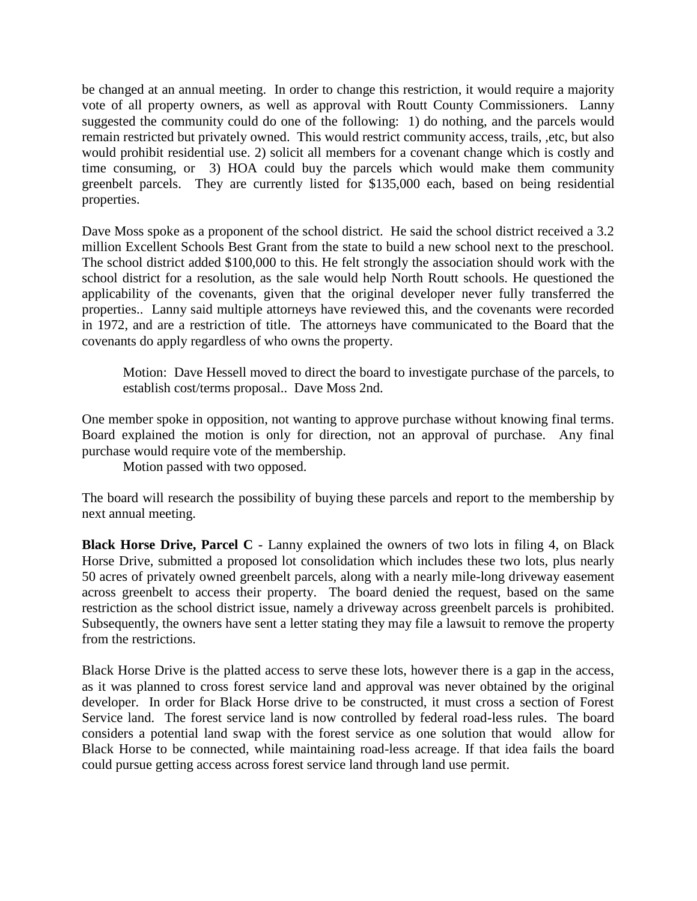be changed at an annual meeting. In order to change this restriction, it would require a majority vote of all property owners, as well as approval with Routt County Commissioners. Lanny suggested the community could do one of the following: 1) do nothing, and the parcels would remain restricted but privately owned. This would restrict community access, trails, ,etc, but also would prohibit residential use. 2) solicit all members for a covenant change which is costly and time consuming, or 3) HOA could buy the parcels which would make them community greenbelt parcels. They are currently listed for $135,000 each, based on being residential properties.

Dave Moss spoke as a proponent of the school district. He said the school district received a 3.2 million Excellent Schools Best Grant from the state to build a new school next to the preschool. The school district added $100,000 to this. He felt strongly the association should work with the school district for a resolution, as the sale would help North Routt schools. He questioned the applicability of the covenants, given that the original developer never fully transferred the properties.. Lanny said multiple attorneys have reviewed this, and the covenants were recorded in 1972, and are a restriction of title. The attorneys have communicated to the Board that the covenants do apply regardless of who owns the property.

> Motion: Dave Hessell moved to direct the board to investigate purchase of the parcels, to establish cost/terms proposal.. Dave Moss 2nd.

One member spoke in opposition, not wanting to approve purchase without knowing final terms. Board explained the motion is only for direction, not an approval of purchase. Any final purchase would require vote of the membership.

> Motion passed with two opposed.

The board will research the possibility of buying these parcels and report to the membership by next annual meeting.

**Black Horse Drive, Parcel C** - Lanny explained the owners of two lots in filing 4, on Black Horse Drive, submitted a proposed lot consolidation which includes these two lots, plus nearly 50 acres of privately owned greenbelt parcels, along with a nearly mile-long driveway easement across greenbelt to access their property. The board denied the request, based on the same restriction as the school district issue, namely a driveway across greenbelt parcels is prohibited. Subsequently, the owners have sent a letter stating they may file a lawsuit to remove the property from the restrictions.

Black Horse Drive is the platted access to serve these lots, however there is a gap in the access, as it was planned to cross forest service land and approval was never obtained by the original developer. In order for Black Horse drive to be constructed, it must cross a section of Forest Service land. The forest service land is now controlled by federal road-less rules. The board considers a potential land swap with the forest service as one solution that would allow for Black Horse to be connected, while maintaining road-less acreage. If that idea fails the board could pursue getting access across forest service land through land use permit.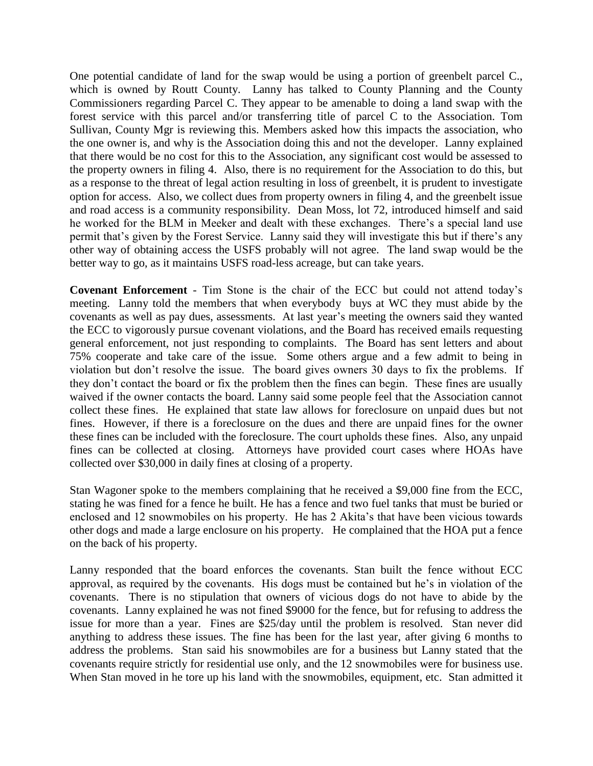One potential candidate of land for the swap would be using a portion of greenbelt parcel C., which is owned by Routt County. Lanny has talked to County Planning and the County Commissioners regarding Parcel C. They appear to be amenable to doing a land swap with the forest service with this parcel and/or transferring title of parcel C to the Association. Tom Sullivan, County Mgr is reviewing this. Members asked how this impacts the association, who the one owner is, and why is the Association doing this and not the developer. Lanny explained that there would be no cost for this to the Association, any significant cost would be assessed to the property owners in filing 4. Also, there is no requirement for the Association to do this, but as a response to the threat of legal action resulting in loss of greenbelt, it is prudent to investigate option for access. Also, we collect dues from property owners in filing 4, and the greenbelt issue and road access is a community responsibility. Dean Moss, lot 72, introduced himself and said he worked for the BLM in Meeker and dealt with these exchanges. There's a special land use permit that's given by the Forest Service. Lanny said they will investigate this but if there's any other way of obtaining access the USFS probably will not agree. The land swap would be the better way to go, as it maintains USFS road-less acreage, but can take years.

**Covenant Enforcement** - Tim Stone is the chair of the ECC but could not attend today's meeting. Lanny told the members that when everybody buys at WC they must abide by the covenants as well as pay dues, assessments. At last year's meeting the owners said they wanted the ECC to vigorously pursue covenant violations, and the Board has received emails requesting general enforcement, not just responding to complaints. The Board has sent letters and about 75% cooperate and take care of the issue. Some others argue and a few admit to being in violation but don't resolve the issue. The board gives owners 30 days to fix the problems. If they don't contact the board or fix the problem then the fines can begin. These fines are usually waived if the owner contacts the board. Lanny said some people feel that the Association cannot collect these fines. He explained that state law allows for foreclosure on unpaid dues but not fines. However, if there is a foreclosure on the dues and there are unpaid fines for the owner these fines can be included with the foreclosure. The court upholds these fines. Also, any unpaid fines can be collected at closing. Attorneys have provided court cases where HOAs have collected over $30,000 in daily fines at closing of a property.

Stan Wagoner spoke to the members complaining that he received a $9,000 fine from the ECC, stating he was fined for a fence he built. He has a fence and two fuel tanks that must be buried or enclosed and 12 snowmobiles on his property. He has 2 Akita's that have been vicious towards other dogs and made a large enclosure on his property. He complained that the HOA put a fence on the back of his property.

Lanny responded that the board enforces the covenants. Stan built the fence without ECC approval, as required by the covenants. His dogs must be contained but he's in violation of the covenants. There is no stipulation that owners of vicious dogs do not have to abide by the covenants. Lanny explained he was not fined $9000 for the fence, but for refusing to address the issue for more than a year. Fines are $25/day until the problem is resolved. Stan never did anything to address these issues. The fine has been for the last year, after giving 6 months to address the problems. Stan said his snowmobiles are for a business but Lanny stated that the covenants require strictly for residential use only, and the 12 snowmobiles were for business use. When Stan moved in he tore up his land with the snowmobiles, equipment, etc. Stan admitted it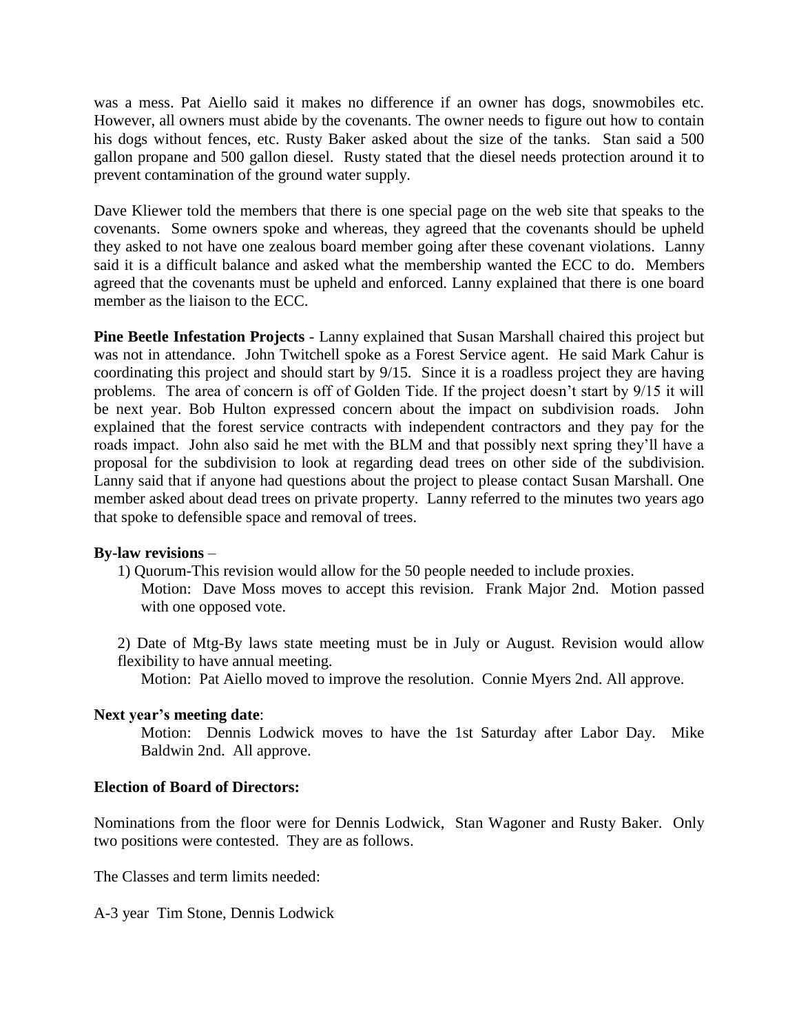was a mess. Pat Aiello said it makes no difference if an owner has dogs, snowmobiles etc. However, all owners must abide by the covenants. The owner needs to figure out how to contain his dogs without fences, etc. Rusty Baker asked about the size of the tanks. Stan said a 500 gallon propane and 500 gallon diesel. Rusty stated that the diesel needs protection around it to prevent contamination of the ground water supply.

Dave Kliewer told the members that there is one special page on the web site that speaks to the covenants. Some owners spoke and whereas, they agreed that the covenants should be upheld they asked to not have one zealous board member going after these covenant violations. Lanny said it is a difficult balance and asked what the membership wanted the ECC to do. Members agreed that the covenants must be upheld and enforced. Lanny explained that there is one board member as the liaison to the ECC.

**Pine Beetle Infestation Projects** - Lanny explained that Susan Marshall chaired this project but was not in attendance. John Twitchell spoke as a Forest Service agent. He said Mark Cahur is coordinating this project and should start by 9/15. Since it is a roadless project they are having problems. The area of concern is off of Golden Tide. If the project doesn't start by 9/15 it will be next year. Bob Hulton expressed concern about the impact on subdivision roads. John explained that the forest service contracts with independent contractors and they pay for the roads impact. John also said he met with the BLM and that possibly next spring they'll have a proposal for the subdivision to look at regarding dead trees on other side of the subdivision. Lanny said that if anyone had questions about the project to please contact Susan Marshall. One member asked about dead trees on private property. Lanny referred to the minutes two years ago that spoke to defensible space and removal of trees.

**By-law revisions** –

1) Quorum-This revision would allow for the 50 people needed to include proxies.
   Motion: Dave Moss moves to accept this revision. Frank Major 2nd. Motion passed with one opposed vote.

2) Date of Mtg-By laws state meeting must be in July or August. Revision would allow flexibility to have annual meeting.
   Motion: Pat Aiello moved to improve the resolution. Connie Myers 2nd. All approve.

**Next year's meeting date**:

Motion: Dennis Lodwick moves to have the 1st Saturday after Labor Day. Mike Baldwin 2nd. All approve.

**Election of Board of Directors:**

Nominations from the floor were for Dennis Lodwick, Stan Wagoner and Rusty Baker. Only two positions were contested. They are as follows.

The Classes and term limits needed:

A-3 year Tim Stone, Dennis Lodwick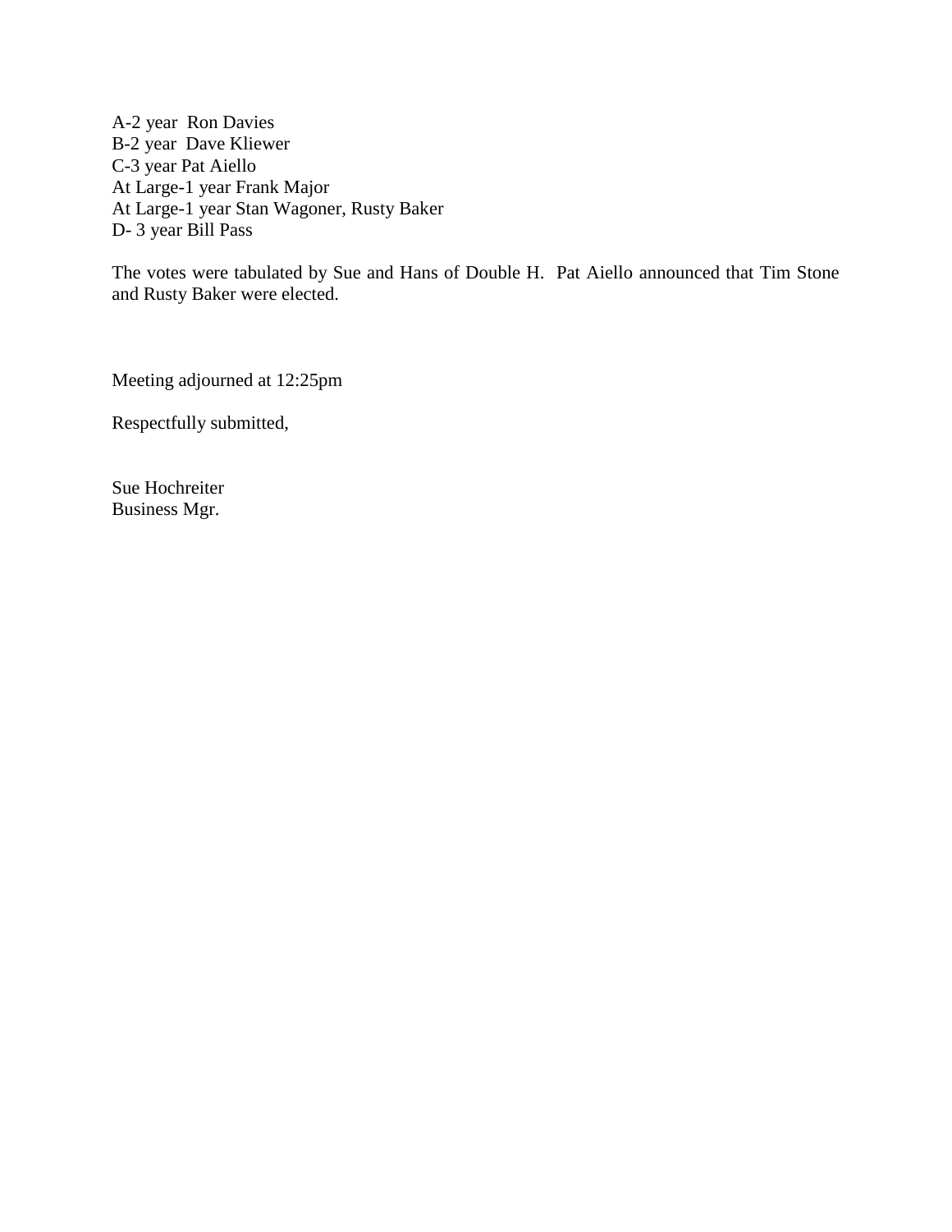A-2 year Ron Davies
B-2 year Dave Kliewer
C-3 year Pat Aiello
At Large-1 year Frank Major
At Large-1 year Stan Wagoner, Rusty Baker
D- 3 year Bill Pass

The votes were tabulated by Sue and Hans of Double H. Pat Aiello announced that Tim Stone and Rusty Baker were elected.

Meeting adjourned at 12:25pm

Respectfully submitted,

Sue Hochreiter
Business Mgr.